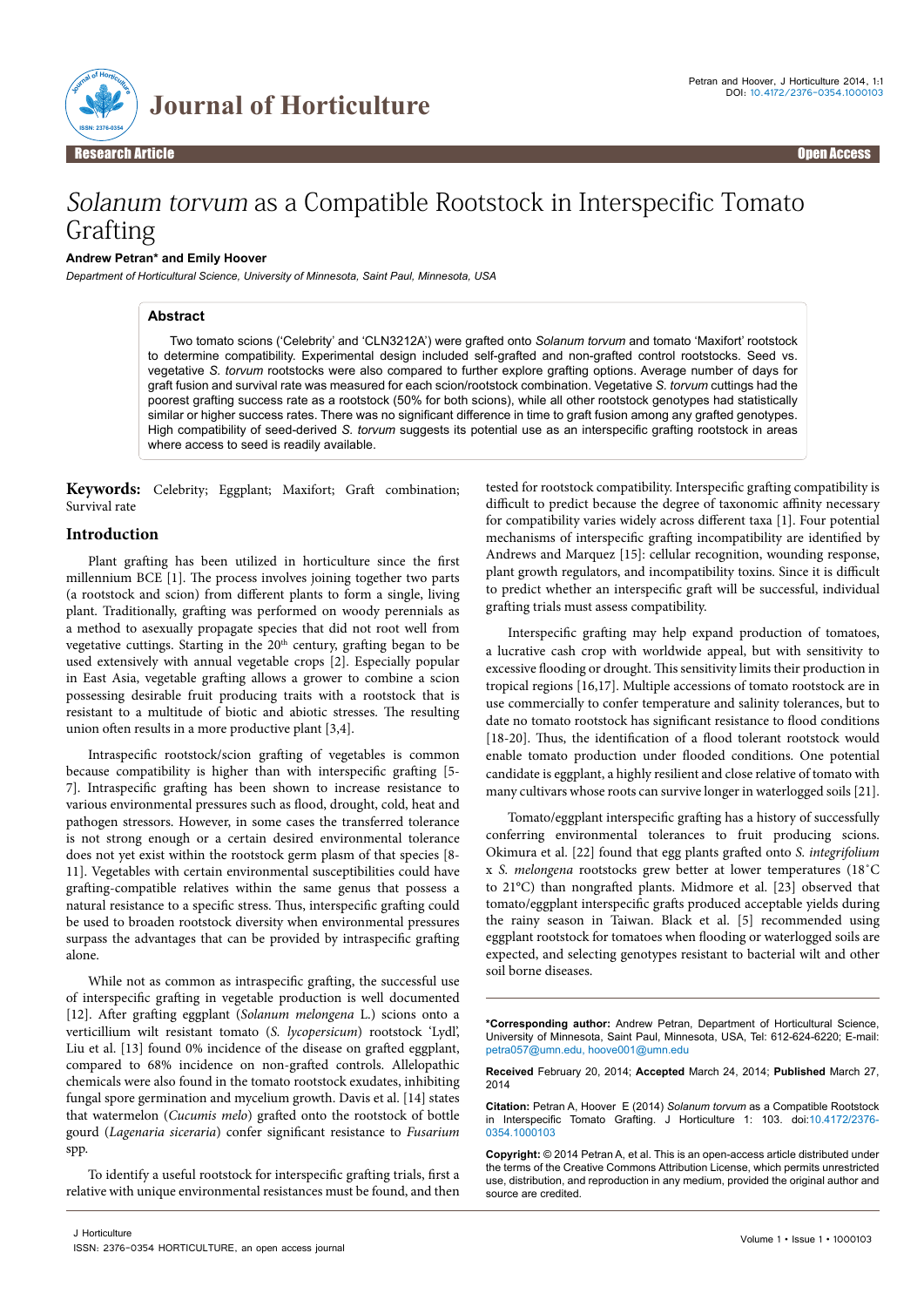Research Article | Open Access

# *Solanum torvum* as a Compatible Rootstock in Interspecific Tomato Grafting

**Andrew Petran\* and Emily Hoover**

*Department of Horticultural Science, University of Minnesota, Saint Paul, Minnesota, USA*

## Abstract

Two tomato scions ('Celebrity' and 'CLN3212A') were grafted onto *Solanum torvum* and tomato 'Maxifort' rootstock to determine compatibility. Experimental design included self-grafted and non-grafted control rootstocks. Seed vs. vegetative *S. torvum* rootstocks were also compared to further explore grafting options. Average number of days for graft fusion and survival rate was measured for each scion/rootstock combination. Vegetative *S. torvum* cuttings had the poorest grafting success rate as a rootstock (50% for both scions), while all other rootstock genotypes had statistically similar or higher success rates. There was no significant difference in time to graft fusion among any grafted genotypes. High compatibility of seed-derived *S. torvum* suggests its potential use as an interspecific grafting rootstock in areas where access to seed is readily available.

**Keywords:** Celebrity; Eggplant; Maxifort; Graft combination; Survival rate

## Introduction

Plant grafting has been utilized in horticulture since the first millennium BCE [1]. The process involves joining together two parts (a rootstock and scion) from different plants to form a single, living plant. Traditionally, grafting was performed on woody perennials as a method to asexually propagate species that did not root well from vegetative cuttings. Starting in the 20th century, grafting began to be used extensively with annual vegetable crops [2]. Especially popular in East Asia, vegetable grafting allows a grower to combine a scion possessing desirable fruit producing traits with a rootstock that is resistant to a multitude of biotic and abiotic stresses. The resulting union often results in a more productive plant [3,4].

Intraspecific rootstock/scion grafting of vegetables is common because compatibility is higher than with interspecific grafting [5-7]. Intraspecific grafting has been shown to increase resistance to various environmental pressures such as flood, drought, cold, heat and pathogen stressors. However, in some cases the transferred tolerance is not strong enough or a certain desired environmental tolerance does not yet exist within the rootstock germ plasm of that species [8-11]. Vegetables with certain environmental susceptibilities could have grafting-compatible relatives within the same genus that possess a natural resistance to a specific stress. Thus, interspecific grafting could be used to broaden rootstock diversity when environmental pressures surpass the advantages that can be provided by intraspecific grafting alone.

While not as common as intraspecific grafting, the successful use of interspecific grafting in vegetable production is well documented [12]. After grafting eggplant (*Solanum melongena* L.) scions onto a verticillium wilt resistant tomato (*S. lycopersicum*) rootstock 'Lydl', Liu et al. [13] found 0% incidence of the disease on grafted eggplant, compared to 68% incidence on non-grafted controls. Allelopathic chemicals were also found in the tomato rootstock exudates, inhibiting fungal spore germination and mycelium growth. Davis et al. [14] states that watermelon (*Cucumis melo*) grafted onto the rootstock of bottle gourd (*Lagenaria siceraria*) confer significant resistance to *Fusarium* spp.

To identify a useful rootstock for interspecific grafting trials, first a relative with unique environmental resistances must be found, and then tested for rootstock compatibility. Interspecific grafting compatibility is difficult to predict because the degree of taxonomic affinity necessary for compatibility varies widely across different taxa [1]. Four potential mechanisms of interspecific grafting incompatibility are identified by Andrews and Marquez [15]: cellular recognition, wounding response, plant growth regulators, and incompatibility toxins. Since it is difficult to predict whether an interspecific graft will be successful, individual grafting trials must assess compatibility.

Interspecific grafting may help expand production of tomatoes, a lucrative cash crop with worldwide appeal, but with sensitivity to excessive flooding or drought. This sensitivity limits their production in tropical regions [16,17]. Multiple accessions of tomato rootstock are in use commercially to confer temperature and salinity tolerances, but to date no tomato rootstock has significant resistance to flood conditions [18-20]. Thus, the identification of a flood tolerant rootstock would enable tomato production under flooded conditions. One potential candidate is eggplant, a highly resilient and close relative of tomato with many cultivars whose roots can survive longer in waterlogged soils [21].

Tomato/eggplant interspecific grafting has a history of successfully conferring environmental tolerances to fruit producing scions. Okimura et al. [22] found that egg plants grafted onto *S. integrifolium* x *S. melongena* rootstocks grew better at lower temperatures (18°C to 21°C) than nongrafted plants. Midmore et al. [23] observed that tomato/eggplant interspecific grafts produced acceptable yields during the rainy season in Taiwan. Black et al. [5] recommended using eggplant rootstock for tomatoes when flooding or waterlogged soils are expected, and selecting genotypes resistant to bacterial wilt and other soil borne diseases.

---

**\*Corresponding author:** Andrew Petran, Department of Horticultural Science, University of Minnesota, Saint Paul, Minnesota, USA, Tel: 612-624-6220; E-mail: petra057@umn.edu, hoove001@umn.edu

**Received** February 20, 2014; **Accepted** March 24, 2014; **Published** March 27, 2014

**Citation:** Petran A, Hoover E (2014) *Solanum torvum* as a Compatible Rootstock in Interspecific Tomato Grafting. J Horticulture 1: 103. doi:10.4172/2376-0354.1000103

**Copyright:** © 2014 Petran A, et al. This is an open-access article distributed under the terms of the Creative Commons Attribution License, which permits unrestricted use, distribution, and reproduction in any medium, provided the original author and source are credited.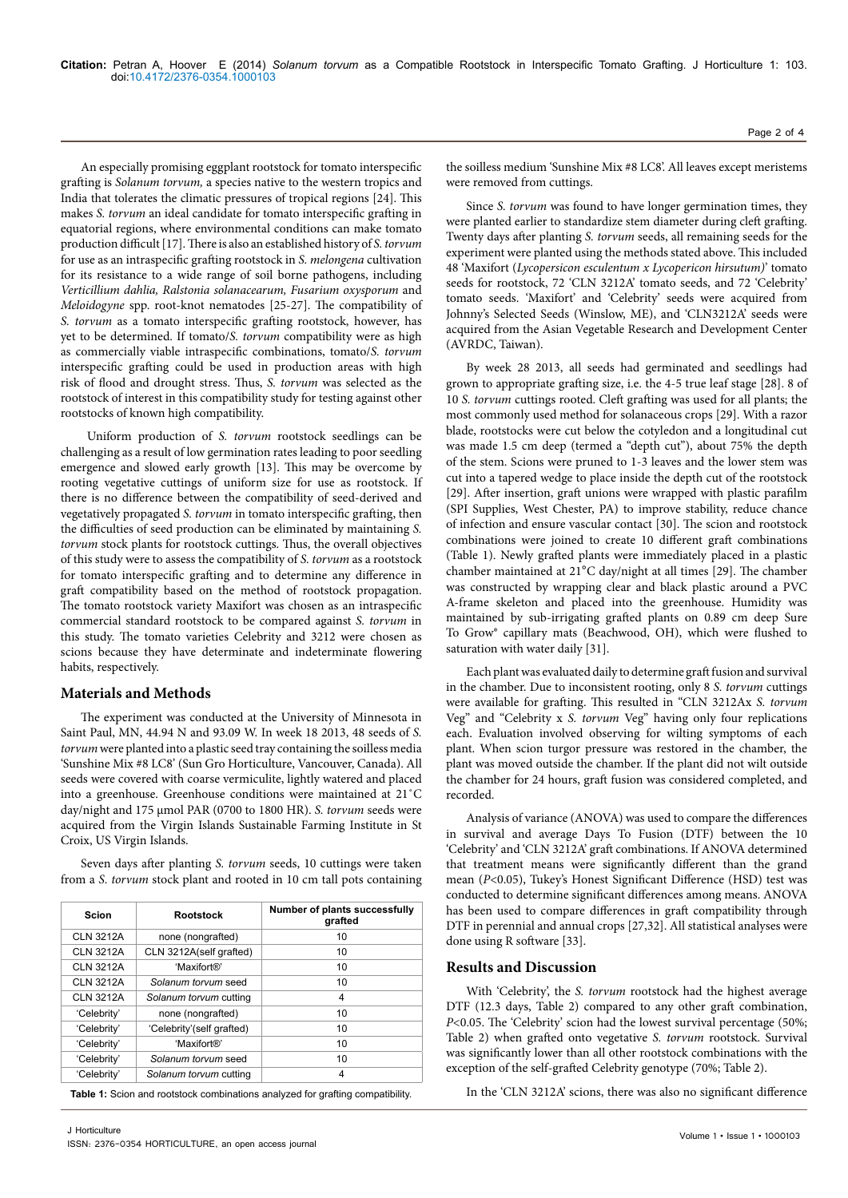An especially promising eggplant rootstock for tomato interspecific grafting is *Solanum torvum,* a species native to the western tropics and India that tolerates the climatic pressures of tropical regions [24]. This makes *S. torvum* an ideal candidate for tomato interspecific grafting in equatorial regions, where environmental conditions can make tomato production difficult [17]. There is also an established history of *S. torvum* for use as an intraspecific grafting rootstock in *S. melongena* cultivation for its resistance to a wide range of soil borne pathogens, including *Verticillium dahlia, Ralstonia solanacearum, Fusarium oxysporum* and *Meloidogyne* spp. root-knot nematodes [25-27]. The compatibility of *S. torvum* as a tomato interspecific grafting rootstock, however, has yet to be determined. If tomato/*S. torvum* compatibility were as high as commercially viable intraspecific combinations, tomato/*S. torvum* interspecific grafting could be used in production areas with high risk of flood and drought stress. Thus, *S. torvum* was selected as the rootstock of interest in this compatibility study for testing against other rootstocks of known high compatibility.

Uniform production of *S. torvum* rootstock seedlings can be challenging as a result of low germination rates leading to poor seedling emergence and slowed early growth [13]. This may be overcome by rooting vegetative cuttings of uniform size for use as rootstock. If there is no difference between the compatibility of seed-derived and vegetatively propagated *S. torvum* in tomato interspecific grafting, then the difficulties of seed production can be eliminated by maintaining *S. torvum* stock plants for rootstock cuttings. Thus, the overall objectives of this study were to assess the compatibility of *S. torvum* as a rootstock for tomato interspecific grafting and to determine any difference in graft compatibility based on the method of rootstock propagation. The tomato rootstock variety Maxifort was chosen as an intraspecific commercial standard rootstock to be compared against *S. torvum* in this study. The tomato varieties Celebrity and 3212 were chosen as scions because they have determinate and indeterminate flowering habits, respectively.

## Materials and Methods

The experiment was conducted at the University of Minnesota in Saint Paul, MN, 44.94 N and 93.09 W. In week 18 2013, 48 seeds of *S. torvum* were planted into a plastic seed tray containing the soilless media 'Sunshine Mix #8 LC8' (Sun Gro Horticulture, Vancouver, Canada). All seeds were covered with coarse vermiculite, lightly watered and placed into a greenhouse. Greenhouse conditions were maintained at 21˚C day/night and 175 µmol PAR (0700 to 1800 HR). *S. torvum* seeds were acquired from the Virgin Islands Sustainable Farming Institute in St Croix, US Virgin Islands.

Seven days after planting *S. torvum* seeds, 10 cuttings were taken from a *S. torvum* stock plant and rooted in 10 cm tall pots containing the soilless medium 'Sunshine Mix #8 LC8'. All leaves except meristems were removed from cuttings.

| Scion | Rootstock | Number of plants successfully grafted |
|---|---|---|
| CLN 3212A | none (nongrafted) | 10 |
| CLN 3212A | CLN 3212A(self grafted) | 10 |
| CLN 3212A | 'Maxifort®' | 10 |
| CLN 3212A | *Solanum torvum* seed | 10 |
| CLN 3212A | *Solanum torvum* cutting | 4 |
| 'Celebrity' | none (nongrafted) | 10 |
| 'Celebrity' | 'Celebrity'(self grafted) | 10 |
| 'Celebrity' | 'Maxifort®' | 10 |
| 'Celebrity' | *Solanum torvum* seed | 10 |
| 'Celebrity' | *Solanum torvum* cutting | 4 |

**Table 1:** Scion and rootstock combinations analyzed for grafting compatibility.

Since *S. torvum* was found to have longer germination times, they were planted earlier to standardize stem diameter during cleft grafting. Twenty days after planting *S. torvum* seeds, all remaining seeds for the experiment were planted using the methods stated above. This included 48 'Maxifort (*Lycopersicon esculentum x Lycopericon hirsutum)*' tomato seeds for rootstock, 72 'CLN 3212A' tomato seeds, and 72 'Celebrity' tomato seeds. 'Maxifort' and 'Celebrity' seeds were acquired from Johnny's Selected Seeds (Winslow, ME), and 'CLN3212A' seeds were acquired from the Asian Vegetable Research and Development Center (AVRDC, Taiwan).

By week 28 2013, all seeds had germinated and seedlings had grown to appropriate grafting size, i.e. the 4-5 true leaf stage [28]. 8 of 10 *S. torvum* cuttings rooted. Cleft grafting was used for all plants; the most commonly used method for solanaceous crops [29]. With a razor blade, rootstocks were cut below the cotyledon and a longitudinal cut was made 1.5 cm deep (termed a "depth cut"), about 75% the depth of the stem. Scions were pruned to 1-3 leaves and the lower stem was cut into a tapered wedge to place inside the depth cut of the rootstock [29]. After insertion, graft unions were wrapped with plastic parafilm (SPI Supplies, West Chester, PA) to improve stability, reduce chance of infection and ensure vascular contact [30]. The scion and rootstock combinations were joined to create 10 different graft combinations (Table 1). Newly grafted plants were immediately placed in a plastic chamber maintained at 21°C day/night at all times [29]. The chamber was constructed by wrapping clear and black plastic around a PVC A-frame skeleton and placed into the greenhouse. Humidity was maintained by sub-irrigating grafted plants on 0.89 cm deep Sure To Grow® capillary mats (Beachwood, OH), which were flushed to saturation with water daily [31].

Each plant was evaluated daily to determine graft fusion and survival in the chamber. Due to inconsistent rooting, only 8 *S. torvum* cuttings were available for grafting. This resulted in "CLN 3212Ax *S. torvum* Veg" and "Celebrity x *S. torvum* Veg" having only four replications each. Evaluation involved observing for wilting symptoms of each plant. When scion turgor pressure was restored in the chamber, the plant was moved outside the chamber. If the plant did not wilt outside the chamber for 24 hours, graft fusion was considered completed, and recorded.

Analysis of variance (ANOVA) was used to compare the differences in survival and average Days To Fusion (DTF) between the 10 'Celebrity' and 'CLN 3212A' graft combinations. If ANOVA determined that treatment means were significantly different than the grand mean ($P<0.05$), Tukey's Honest Significant Difference (HSD) test was conducted to determine significant differences among means. ANOVA has been used to compare differences in graft compatibility through DTF in perennial and annual crops [27,32]. All statistical analyses were done using R software [33].

## Results and Discussion

With 'Celebrity', the *S. torvum* rootstock had the highest average DTF (12.3 days, Table 2) compared to any other graft combination, $P<0.05$. The 'Celebrity' scion had the lowest survival percentage (50%; Table 2) when grafted onto vegetative *S. torvum* rootstock. Survival was significantly lower than all other rootstock combinations with the exception of the self-grafted Celebrity genotype (70%; Table 2).

In the 'CLN 3212A' scions, there was also no significant difference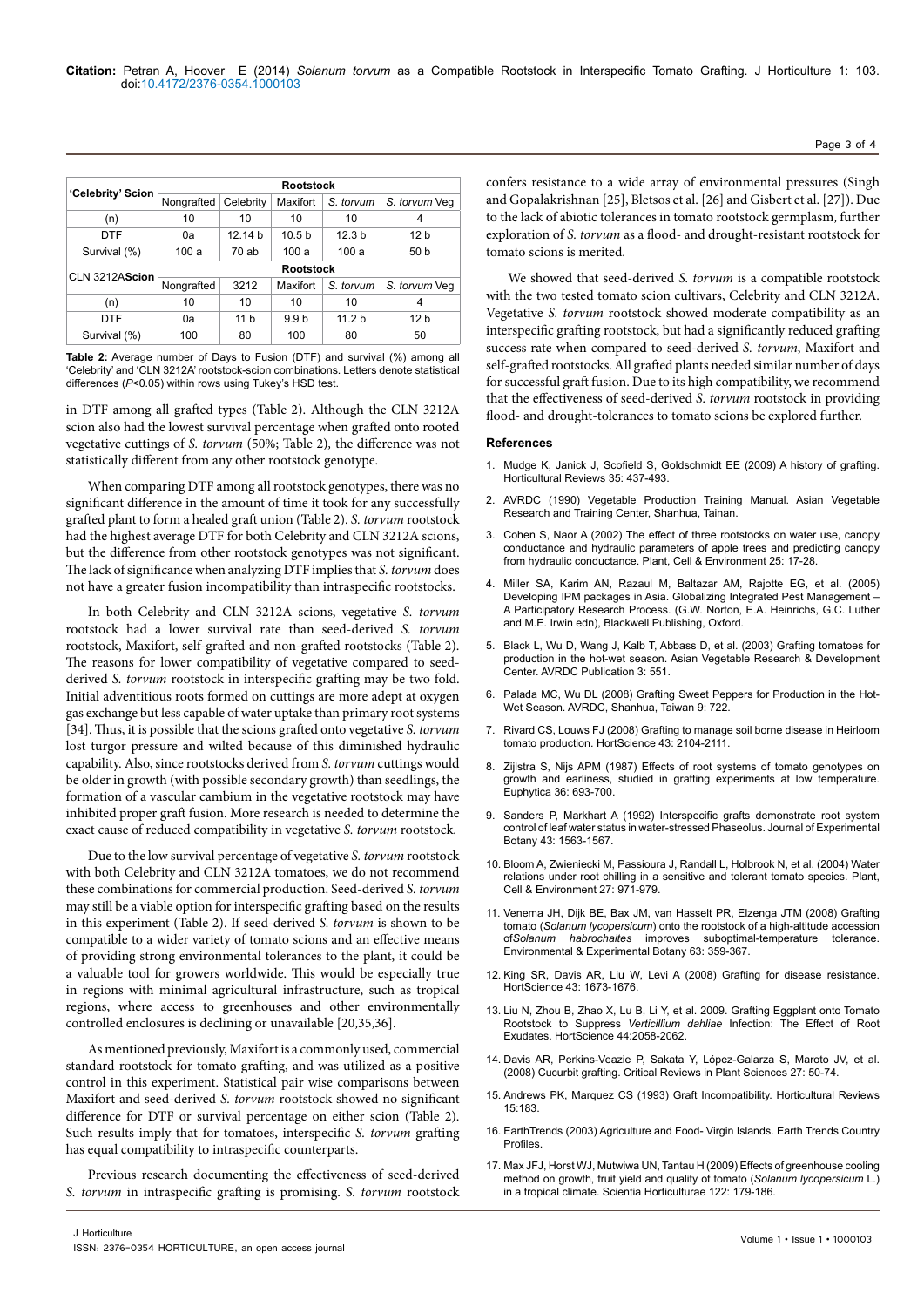| 'Celebrity' Scion | Rootstock | | | | |
|---|---|---|---|---|---|
| | Nongrafted | Celebrity | Maxifort | *S. torvum* | *S. torvum* Veg |
| (n) | 10 | 10 | 10 | 10 | 4 |
| DTF | 0a | 12.14 b | 10.5 b | 12.3 b | 12 b |
| Survival (%) | 100 a | 70 ab | 100 a | 100 a | 50 b |
| **CLN 3212A Scion** | **Rootstock** | | | | |
| | Nongrafted | 3212 | Maxifort | *S. torvum* | *S. torvum* Veg |
| (n) | 10 | 10 | 10 | 10 | 4 |
| DTF | 0a | 11 b | 9.9 b | 11.2 b | 12 b |
| Survival (%) | 100 | 80 | 100 | 80 | 50 |

**Table 2:** Average number of Days to Fusion (DTF) and survival (%) among all 'Celebrity' and 'CLN 3212A' rootstock-scion combinations. Letters denote statistical differences ($P<0.05$) within rows using Tukey's HSD test.

in DTF among all grafted types (Table 2). Although the CLN 3212A scion also had the lowest survival percentage when grafted onto rooted vegetative cuttings of *S. torvum* (50%; Table 2), the difference was not statistically different from any other rootstock genotype.

When comparing DTF among all rootstock genotypes, there was no significant difference in the amount of time it took for any successfully grafted plant to form a healed graft union (Table 2). *S. torvum* rootstock had the highest average DTF for both Celebrity and CLN 3212A scions, but the difference from other rootstock genotypes was not significant. The lack of significance when analyzing DTF implies that *S. torvum* does not have a greater fusion incompatibility than intraspecific rootstocks.

In both Celebrity and CLN 3212A scions, vegetative *S. torvum* rootstock had a lower survival rate than seed-derived *S. torvum* rootstock, Maxifort, self-grafted and non-grafted rootstocks (Table 2). The reasons for lower compatibility of vegetative compared to seed-derived *S. torvum* rootstock in interspecific grafting may be two fold. Initial adventitious roots formed on cuttings are more adept at oxygen gas exchange but less capable of water uptake than primary root systems [34]. Thus, it is possible that the scions grafted onto vegetative *S. torvum* lost turgor pressure and wilted because of this diminished hydraulic capability. Also, since rootstocks derived from *S. torvum* cuttings would be older in growth (with possible secondary growth) than seedlings, the formation of a vascular cambium in the vegetative rootstock may have inhibited proper graft fusion. More research is needed to determine the exact cause of reduced compatibility in vegetative *S. torvum* rootstock.

Due to the low survival percentage of vegetative *S. torvum* rootstock with both Celebrity and CLN 3212A tomatoes, we do not recommend these combinations for commercial production. Seed-derived *S. torvum* may still be a viable option for interspecific grafting based on the results in this experiment (Table 2). If seed-derived *S. torvum* is shown to be compatible to a wider variety of tomato scions and an effective means of providing strong environmental tolerances to the plant, it could be a valuable tool for growers worldwide. This would be especially true in regions with minimal agricultural infrastructure, such as tropical regions, where access to greenhouses and other environmentally controlled enclosures is declining or unavailable [20,35,36].

As mentioned previously, Maxifort is a commonly used, commercial standard rootstock for tomato grafting, and was utilized as a positive control in this experiment. Statistical pair wise comparisons between Maxifort and seed-derived *S. torvum* rootstock showed no significant difference for DTF or survival percentage on either scion (Table 2). Such results imply that for tomatoes, interspecific *S. torvum* grafting has equal compatibility to intraspecific counterparts.

Previous research documenting the effectiveness of seed-derived *S. torvum* in intraspecific grafting is promising. *S. torvum* rootstock confers resistance to a wide array of environmental pressures (Singh and Gopalakrishnan [25], Bletsos et al. [26] and Gisbert et al. [27]). Due to the lack of abiotic tolerances in tomato rootstock germplasm, further exploration of *S. torvum* as a flood- and drought-resistant rootstock for tomato scions is merited.

We showed that seed-derived *S. torvum* is a compatible rootstock with the two tested tomato scion cultivars, Celebrity and CLN 3212A. Vegetative *S. torvum* rootstock showed moderate compatibility as an interspecific grafting rootstock, but had a significantly reduced grafting success rate when compared to seed-derived *S. torvum*, Maxifort and self-grafted rootstocks. All grafted plants needed similar number of days for successful graft fusion. Due to its high compatibility, we recommend that the effectiveness of seed-derived *S. torvum* rootstock in providing flood- and drought-tolerances to tomato scions be explored further.

## References

1. Mudge K, Janick J, Scofield S, Goldschmidt EE (2009) A history of grafting. Horticultural Reviews 35: 437-493.
2. AVRDC (1990) Vegetable Production Training Manual. Asian Vegetable Research and Training Center, Shanhua, Tainan.
3. Cohen S, Naor A (2002) The effect of three rootstocks on water use, canopy conductance and hydraulic parameters of apple trees and predicting canopy from hydraulic conductance. Plant, Cell & Environment 25: 17-28.
4. Miller SA, Karim AN, Razaul M, Baltazar AM, Rajotte EG, et al. (2005) Developing IPM packages in Asia. Globalizing Integrated Pest Management – A Participatory Research Process. (G.W. Norton, E.A. Heinrichs, G.C. Luther and M.E. Irwin edn), Blackwell Publishing, Oxford.
5. Black L, Wu D, Wang J, Kalb T, Abbass D, et al. (2003) Grafting tomatoes for production in the hot-wet season. Asian Vegetable Research & Development Center. AVRDC Publication 3: 551.
6. Palada MC, Wu DL (2008) Grafting Sweet Peppers for Production in the Hot-Wet Season. AVRDC, Shanhua, Taiwan 9: 722.
7. Rivard CS, Louws FJ (2008) Grafting to manage soil borne disease in Heirloom tomato production. HortScience 43: 2104-2111.
8. Zijlstra S, Nijs APM (1987) Effects of root systems of tomato genotypes on growth and earliness, studied in grafting experiments at low temperature. Euphytica 36: 693-700.
9. Sanders P, Markhart A (1992) Interspecific grafts demonstrate root system control of leaf water status in water-stressed Phaseolus. Journal of Experimental Botany 43: 1563-1567.
10. Bloom A, Zwieniecki M, Passioura J, Randall L, Holbrook N, et al. (2004) Water relations under root chilling in a sensitive and tolerant tomato species. Plant, Cell & Environment 27: 971-979.
11. Venema JH, Dijk BE, Bax JM, van Hasselt PR, Elzenga JTM (2008) Grafting tomato (*Solanum lycopersicum*) onto the rootstock of a high-altitude accession of *Solanum habrochaites* improves suboptimal-temperature tolerance. Environmental & Experimental Botany 63: 359-367.
12. King SR, Davis AR, Liu W, Levi A (2008) Grafting for disease resistance. HortScience 43: 1673-1676.
13. Liu N, Zhou B, Zhao X, Lu B, Li Y, et al. 2009. Grafting Eggplant onto Tomato Rootstock to Suppress *Verticillium dahliae* Infection: The Effect of Root Exudates. HortScience 44:2058-2062.
14. Davis AR, Perkins-Veazie P, Sakata Y, López-Galarza S, Maroto JV, et al. (2008) Cucurbit grafting. Critical Reviews in Plant Sciences 27: 50-74.
15. Andrews PK, Marquez CS (1993) Graft Incompatibility. Horticultural Reviews 15:183.
16. EarthTrends (2003) Agriculture and Food- Virgin Islands. Earth Trends Country Profiles.
17. Max JFJ, Horst WJ, Mutwiwa UN, Tantau H (2009) Effects of greenhouse cooling method on growth, fruit yield and quality of tomato (*Solanum lycopersicum* L.) in a tropical climate. Scientia Horticulturae 122: 179-186.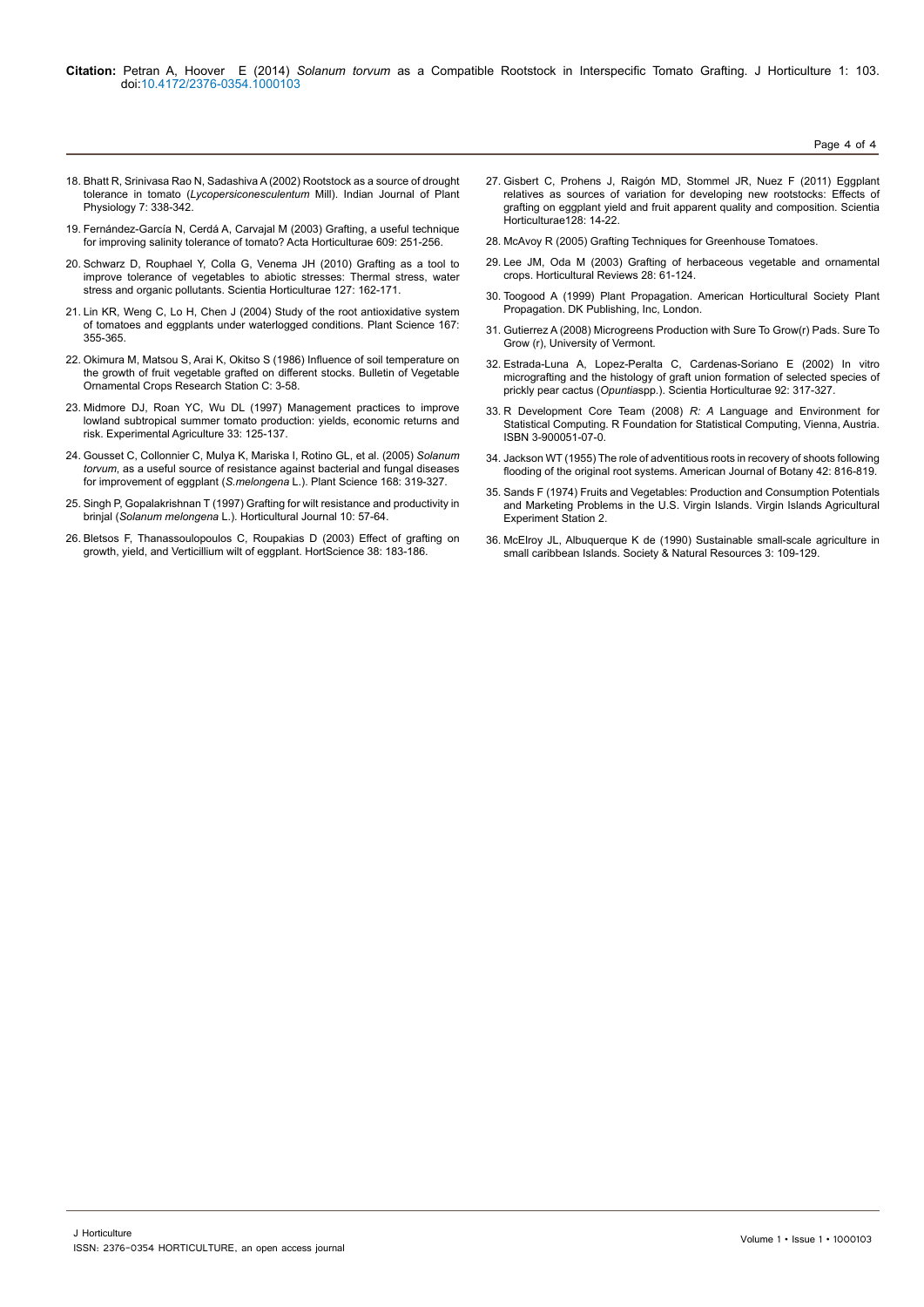18. Bhatt R, Srinivasa Rao N, Sadashiva A (2002) Rootstock as a source of drought tolerance in tomato (*Lycopersiconesculentum* Mill). Indian Journal of Plant Physiology 7: 338-342.

19. Fernández-García N, Cerdá A, Carvajal M (2003) Grafting, a useful technique for improving salinity tolerance of tomato? Acta Horticulturae 609: 251-256.

20. Schwarz D, Rouphael Y, Colla G, Venema JH (2010) Grafting as a tool to improve tolerance of vegetables to abiotic stresses: Thermal stress, water stress and organic pollutants. Scientia Horticulturae 127: 162-171.

21. Lin KR, Weng C, Lo H, Chen J (2004) Study of the root antioxidative system of tomatoes and eggplants under waterlogged conditions. Plant Science 167: 355-365.

22. Okimura M, Matsou S, Arai K, Okitso S (1986) Influence of soil temperature on the growth of fruit vegetable grafted on different stocks. Bulletin of Vegetable Ornamental Crops Research Station C: 3-58.

23. Midmore DJ, Roan YC, Wu DL (1997) Management practices to improve lowland subtropical summer tomato production: yields, economic returns and risk. Experimental Agriculture 33: 125-137.

24. Gousset C, Collonnier C, Mulya K, Mariska I, Rotino GL, et al. (2005) *Solanum torvum*, as a useful source of resistance against bacterial and fungal diseases for improvement of eggplant (*S.melongena* L.). Plant Science 168: 319-327.

25. Singh P, Gopalakrishnan T (1997) Grafting for wilt resistance and productivity in brinjal (*Solanum melongena* L.). Horticultural Journal 10: 57-64.

26. Bletsos F, Thanassoulopoulos C, Roupakias D (2003) Effect of grafting on growth, yield, and Verticillium wilt of eggplant. HortScience 38: 183-186.

27. Gisbert C, Prohens J, Raigón MD, Stommel JR, Nuez F (2011) Eggplant relatives as sources of variation for developing new rootstocks: Effects of grafting on eggplant yield and fruit apparent quality and composition. Scientia Horticulturae128: 14-22.

28. McAvoy R (2005) Grafting Techniques for Greenhouse Tomatoes.

29. Lee JM, Oda M (2003) Grafting of herbaceous vegetable and ornamental crops. Horticultural Reviews 28: 61-124.

30. Toogood A (1999) Plant Propagation. American Horticultural Society Plant Propagation. DK Publishing, Inc, London.

31. Gutierrez A (2008) Microgreens Production with Sure To Grow(r) Pads. Sure To Grow (r), University of Vermont.

32. Estrada-Luna A, Lopez-Peralta C, Cardenas-Soriano E (2002) In vitro micrografting and the histology of graft union formation of selected species of prickly pear cactus (*Opuntia*spp.). Scientia Horticulturae 92: 317-327.

33. R Development Core Team (2008) *R: A* Language and Environment for Statistical Computing. R Foundation for Statistical Computing, Vienna, Austria. ISBN 3-900051-07-0.

34. Jackson WT (1955) The role of adventitious roots in recovery of shoots following flooding of the original root systems. American Journal of Botany 42: 816-819.

35. Sands F (1974) Fruits and Vegetables: Production and Consumption Potentials and Marketing Problems in the U.S. Virgin Islands. Virgin Islands Agricultural Experiment Station 2.

36. McElroy JL, Albuquerque K de (1990) Sustainable small-scale agriculture in small caribbean Islands. Society & Natural Resources 3: 109-129.